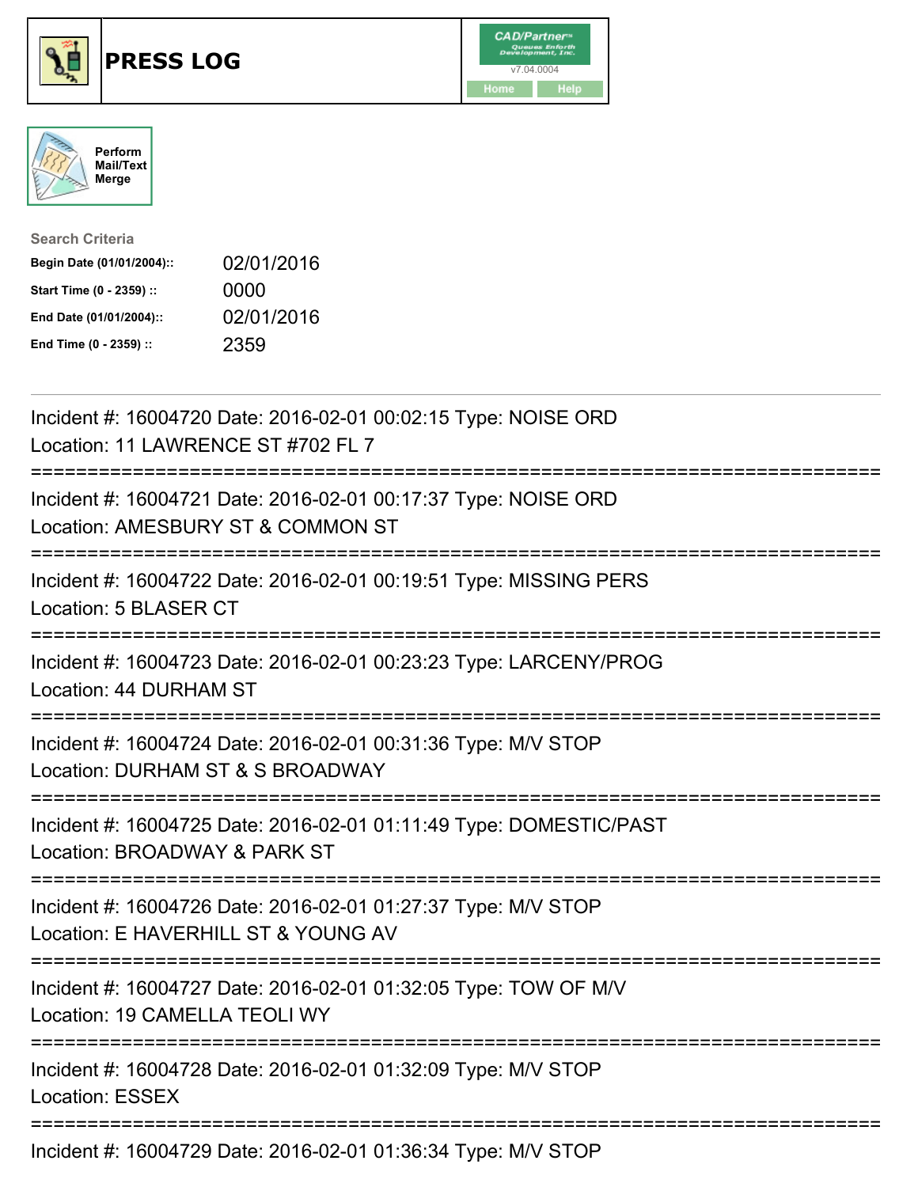# PRESS LOG

CAD/Partner™ v7.04.0004

Home | Help

Perform Mail/Text Merge

**Search Criteria**

| | |
|---|---|
| **Begin Date (01/01/2004)::** | 02/01/2016 |
| **Start Time (0 - 2359) ::** | 0000 |
| **End Date (01/01/2004)::** | 02/01/2016 |
| **End Time (0 - 2359) ::** | 2359 |

---

Incident #: 16004720 Date: 2016-02-01 00:02:15 Type: NOISE ORD
Location: 11 LAWRENCE ST #702 FL 7

===========================================================================

Incident #: 16004721 Date: 2016-02-01 00:17:37 Type: NOISE ORD
Location: AMESBURY ST & COMMON ST

===========================================================================

Incident #: 16004722 Date: 2016-02-01 00:19:51 Type: MISSING PERS
Location: 5 BLASER CT

===========================================================================

Incident #: 16004723 Date: 2016-02-01 00:23:23 Type: LARCENY/PROG
Location: 44 DURHAM ST

===========================================================================

Incident #: 16004724 Date: 2016-02-01 00:31:36 Type: M/V STOP
Location: DURHAM ST & S BROADWAY

===========================================================================

Incident #: 16004725 Date: 2016-02-01 01:11:49 Type: DOMESTIC/PAST
Location: BROADWAY & PARK ST

===========================================================================

Incident #: 16004726 Date: 2016-02-01 01:27:37 Type: M/V STOP
Location: E HAVERHILL ST & YOUNG AV

===========================================================================

Incident #: 16004727 Date: 2016-02-01 01:32:05 Type: TOW OF M/V
Location: 19 CAMELLA TEOLI WY

===========================================================================

Incident #: 16004728 Date: 2016-02-01 01:32:09 Type: M/V STOP
Location: ESSEX

===========================================================================

Incident #: 16004729 Date: 2016-02-01 01:36:34 Type: M/V STOP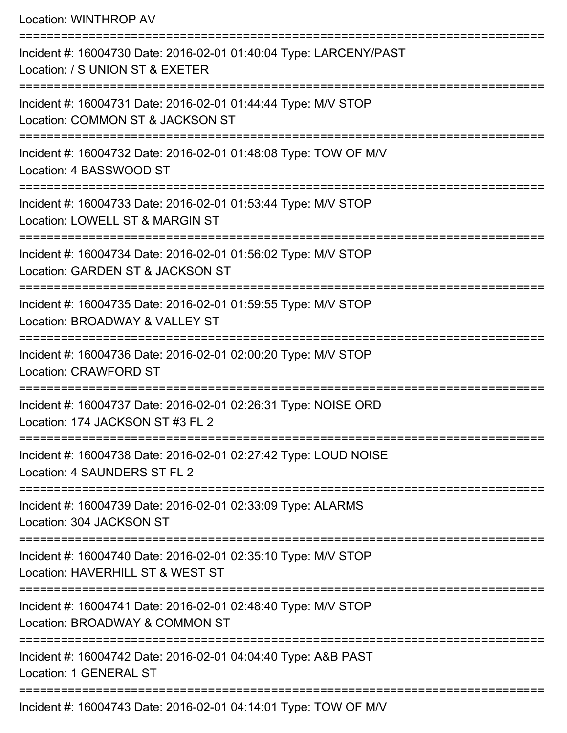Location: WINTHROP AV

===========================================================================

Incident #: 16004730 Date: 2016-02-01 01:40:04 Type: LARCENY/PAST
Location: / S UNION ST & EXETER

===========================================================================

Incident #: 16004731 Date: 2016-02-01 01:44:44 Type: M/V STOP
Location: COMMON ST & JACKSON ST

===========================================================================

Incident #: 16004732 Date: 2016-02-01 01:48:08 Type: TOW OF M/V
Location: 4 BASSWOOD ST

===========================================================================

Incident #: 16004733 Date: 2016-02-01 01:53:44 Type: M/V STOP
Location: LOWELL ST & MARGIN ST

===========================================================================

Incident #: 16004734 Date: 2016-02-01 01:56:02 Type: M/V STOP
Location: GARDEN ST & JACKSON ST

===========================================================================

Incident #: 16004735 Date: 2016-02-01 01:59:55 Type: M/V STOP
Location: BROADWAY & VALLEY ST

===========================================================================

Incident #: 16004736 Date: 2016-02-01 02:00:20 Type: M/V STOP
Location: CRAWFORD ST

===========================================================================

Incident #: 16004737 Date: 2016-02-01 02:26:31 Type: NOISE ORD
Location: 174 JACKSON ST #3 FL 2

===========================================================================

Incident #: 16004738 Date: 2016-02-01 02:27:42 Type: LOUD NOISE
Location: 4 SAUNDERS ST FL 2

===========================================================================

Incident #: 16004739 Date: 2016-02-01 02:33:09 Type: ALARMS
Location: 304 JACKSON ST

===========================================================================

Incident #: 16004740 Date: 2016-02-01 02:35:10 Type: M/V STOP
Location: HAVERHILL ST & WEST ST

===========================================================================

Incident #: 16004741 Date: 2016-02-01 02:48:40 Type: M/V STOP
Location: BROADWAY & COMMON ST

===========================================================================

Incident #: 16004742 Date: 2016-02-01 04:04:40 Type: A&B PAST
Location: 1 GENERAL ST

===========================================================================

Incident #: 16004743 Date: 2016-02-01 04:14:01 Type: TOW OF M/V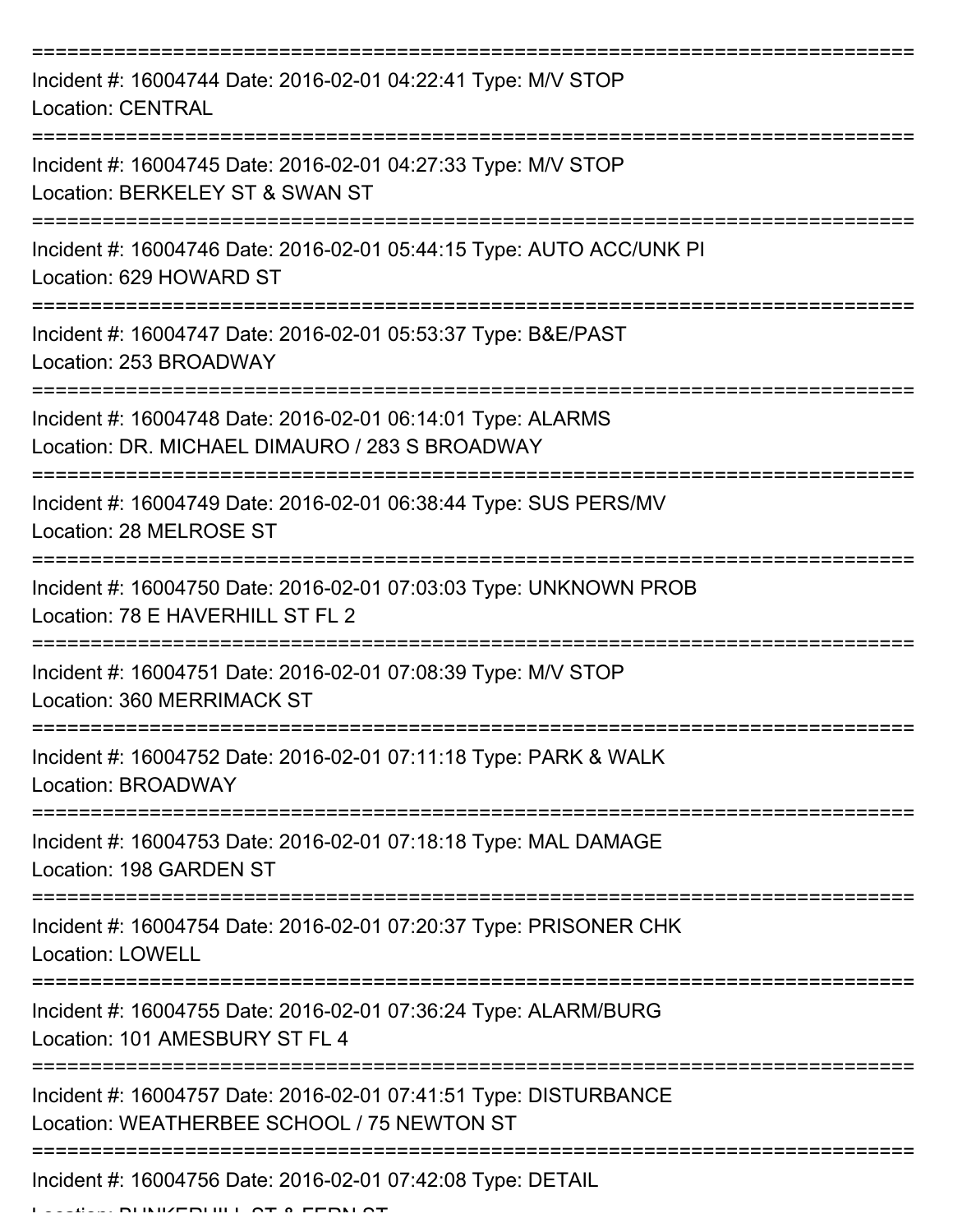===========================================================================

Incident #: 16004744 Date: 2016-02-01 04:22:41 Type: M/V STOP
Location: CENTRAL

===========================================================================

Incident #: 16004745 Date: 2016-02-01 04:27:33 Type: M/V STOP
Location: BERKELEY ST & SWAN ST

===========================================================================

Incident #: 16004746 Date: 2016-02-01 05:44:15 Type: AUTO ACC/UNK PI
Location: 629 HOWARD ST

===========================================================================

Incident #: 16004747 Date: 2016-02-01 05:53:37 Type: B&E/PAST
Location: 253 BROADWAY

===========================================================================

Incident #: 16004748 Date: 2016-02-01 06:14:01 Type: ALARMS
Location: DR. MICHAEL DIMAURO / 283 S BROADWAY

===========================================================================

Incident #: 16004749 Date: 2016-02-01 06:38:44 Type: SUS PERS/MV
Location: 28 MELROSE ST

===========================================================================

Incident #: 16004750 Date: 2016-02-01 07:03:03 Type: UNKNOWN PROB
Location: 78 E HAVERHILL ST FL 2

===========================================================================

Incident #: 16004751 Date: 2016-02-01 07:08:39 Type: M/V STOP
Location: 360 MERRIMACK ST

===========================================================================

Incident #: 16004752 Date: 2016-02-01 07:11:18 Type: PARK & WALK
Location: BROADWAY

===========================================================================

Incident #: 16004753 Date: 2016-02-01 07:18:18 Type: MAL DAMAGE
Location: 198 GARDEN ST

===========================================================================

Incident #: 16004754 Date: 2016-02-01 07:20:37 Type: PRISONER CHK
Location: LOWELL

===========================================================================

Incident #: 16004755 Date: 2016-02-01 07:36:24 Type: ALARM/BURG
Location: 101 AMESBURY ST FL 4

===========================================================================

Incident #: 16004757 Date: 2016-02-01 07:41:51 Type: DISTURBANCE
Location: WEATHERBEE SCHOOL / 75 NEWTON ST

===========================================================================

Incident #: 16004756 Date: 2016-02-01 07:42:08 Type: DETAIL
Location: BUNKERHILL ST & FERN ST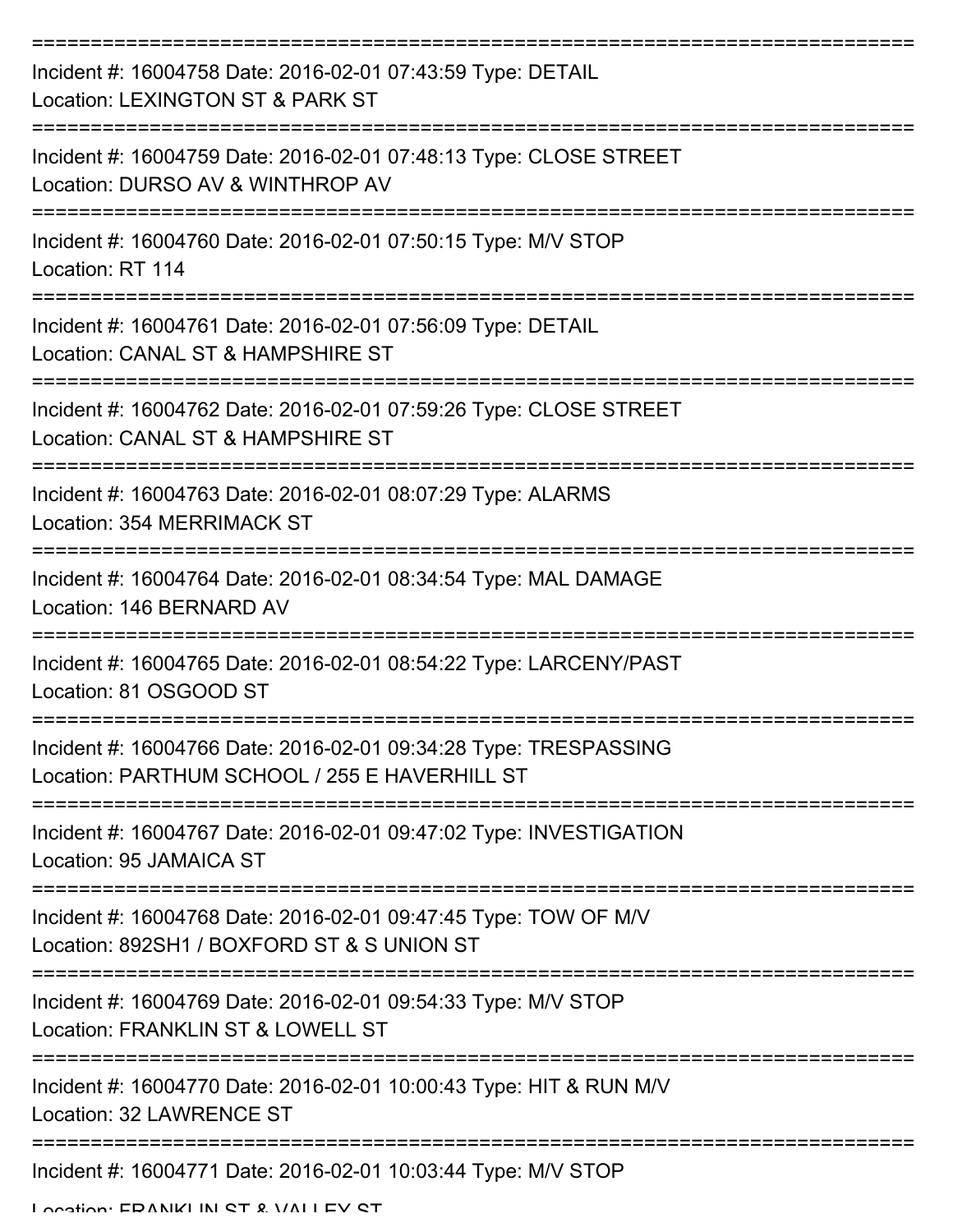===========================================================================

Incident #: 16004758 Date: 2016-02-01 07:43:59 Type: DETAIL
Location: LEXINGTON ST & PARK ST

===========================================================================

Incident #: 16004759 Date: 2016-02-01 07:48:13 Type: CLOSE STREET
Location: DURSO AV & WINTHROP AV

===========================================================================

Incident #: 16004760 Date: 2016-02-01 07:50:15 Type: M/V STOP
Location: RT 114

===========================================================================

Incident #: 16004761 Date: 2016-02-01 07:56:09 Type: DETAIL
Location: CANAL ST & HAMPSHIRE ST

===========================================================================

Incident #: 16004762 Date: 2016-02-01 07:59:26 Type: CLOSE STREET
Location: CANAL ST & HAMPSHIRE ST

===========================================================================

Incident #: 16004763 Date: 2016-02-01 08:07:29 Type: ALARMS
Location: 354 MERRIMACK ST

===========================================================================

Incident #: 16004764 Date: 2016-02-01 08:34:54 Type: MAL DAMAGE
Location: 146 BERNARD AV

===========================================================================

Incident #: 16004765 Date: 2016-02-01 08:54:22 Type: LARCENY/PAST
Location: 81 OSGOOD ST

===========================================================================

Incident #: 16004766 Date: 2016-02-01 09:34:28 Type: TRESPASSING
Location: PARTHUM SCHOOL / 255 E HAVERHILL ST

===========================================================================

Incident #: 16004767 Date: 2016-02-01 09:47:02 Type: INVESTIGATION
Location: 95 JAMAICA ST

===========================================================================

Incident #: 16004768 Date: 2016-02-01 09:47:45 Type: TOW OF M/V
Location: 892SH1 / BOXFORD ST & S UNION ST

===========================================================================

Incident #: 16004769 Date: 2016-02-01 09:54:33 Type: M/V STOP
Location: FRANKLIN ST & LOWELL ST

===========================================================================

Incident #: 16004770 Date: 2016-02-01 10:00:43 Type: HIT & RUN M/V
Location: 32 LAWRENCE ST

===========================================================================

Incident #: 16004771 Date: 2016-02-01 10:03:44 Type: M/V STOP
Location: FRANKLIN ST & VALLEY ST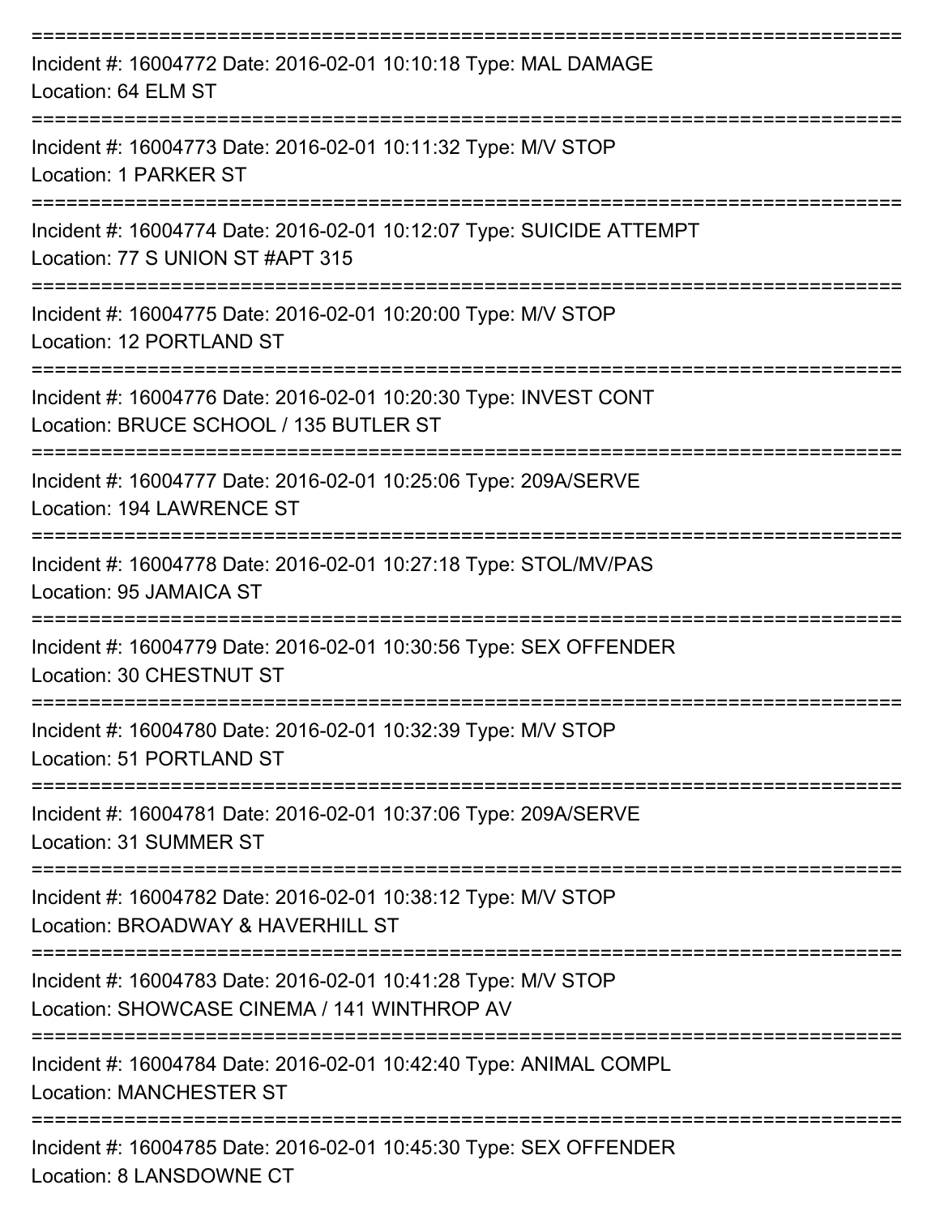===========================================================================

Incident #: 16004772 Date: 2016-02-01 10:10:18 Type: MAL DAMAGE
Location: 64 ELM ST

===========================================================================

Incident #: 16004773 Date: 2016-02-01 10:11:32 Type: M/V STOP
Location: 1 PARKER ST

===========================================================================

Incident #: 16004774 Date: 2016-02-01 10:12:07 Type: SUICIDE ATTEMPT
Location: 77 S UNION ST #APT 315

===========================================================================

Incident #: 16004775 Date: 2016-02-01 10:20:00 Type: M/V STOP
Location: 12 PORTLAND ST

===========================================================================

Incident #: 16004776 Date: 2016-02-01 10:20:30 Type: INVEST CONT
Location: BRUCE SCHOOL / 135 BUTLER ST

===========================================================================

Incident #: 16004777 Date: 2016-02-01 10:25:06 Type: 209A/SERVE
Location: 194 LAWRENCE ST

===========================================================================

Incident #: 16004778 Date: 2016-02-01 10:27:18 Type: STOL/MV/PAS
Location: 95 JAMAICA ST

===========================================================================

Incident #: 16004779 Date: 2016-02-01 10:30:56 Type: SEX OFFENDER
Location: 30 CHESTNUT ST

===========================================================================

Incident #: 16004780 Date: 2016-02-01 10:32:39 Type: M/V STOP
Location: 51 PORTLAND ST

===========================================================================

Incident #: 16004781 Date: 2016-02-01 10:37:06 Type: 209A/SERVE
Location: 31 SUMMER ST

===========================================================================

Incident #: 16004782 Date: 2016-02-01 10:38:12 Type: M/V STOP
Location: BROADWAY & HAVERHILL ST

===========================================================================

Incident #: 16004783 Date: 2016-02-01 10:41:28 Type: M/V STOP
Location: SHOWCASE CINEMA / 141 WINTHROP AV

===========================================================================

Incident #: 16004784 Date: 2016-02-01 10:42:40 Type: ANIMAL COMPL
Location: MANCHESTER ST

===========================================================================

Incident #: 16004785 Date: 2016-02-01 10:45:30 Type: SEX OFFENDER
Location: 8 LANSDOWNE CT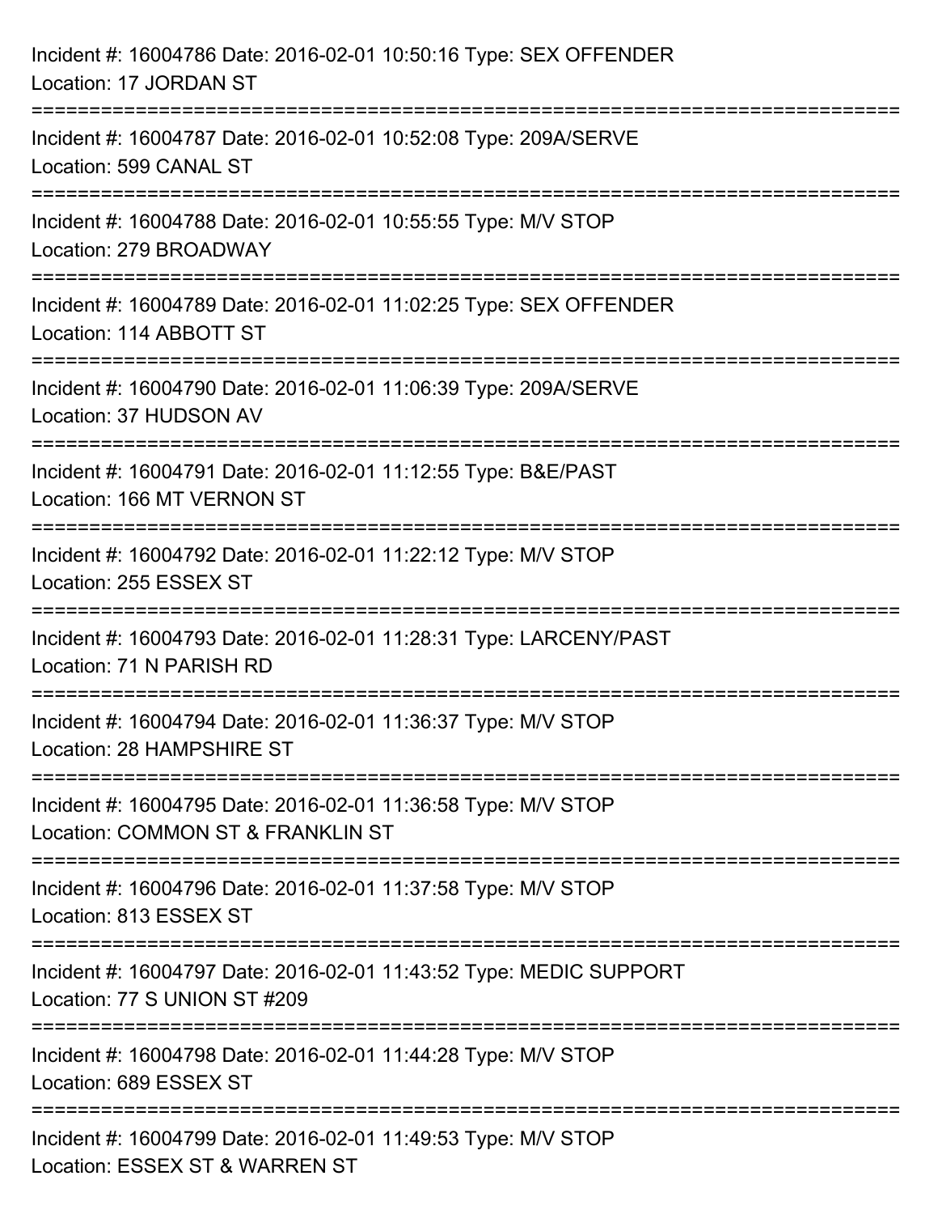Incident #: 16004786 Date: 2016-02-01 10:50:16 Type: SEX OFFENDER
Location: 17 JORDAN ST

===========================================================================

Incident #: 16004787 Date: 2016-02-01 10:52:08 Type: 209A/SERVE
Location: 599 CANAL ST

===========================================================================

Incident #: 16004788 Date: 2016-02-01 10:55:55 Type: M/V STOP
Location: 279 BROADWAY

===========================================================================

Incident #: 16004789 Date: 2016-02-01 11:02:25 Type: SEX OFFENDER
Location: 114 ABBOTT ST

===========================================================================

Incident #: 16004790 Date: 2016-02-01 11:06:39 Type: 209A/SERVE
Location: 37 HUDSON AV

===========================================================================

Incident #: 16004791 Date: 2016-02-01 11:12:55 Type: B&E/PAST
Location: 166 MT VERNON ST

===========================================================================

Incident #: 16004792 Date: 2016-02-01 11:22:12 Type: M/V STOP
Location: 255 ESSEX ST

===========================================================================

Incident #: 16004793 Date: 2016-02-01 11:28:31 Type: LARCENY/PAST
Location: 71 N PARISH RD

===========================================================================

Incident #: 16004794 Date: 2016-02-01 11:36:37 Type: M/V STOP
Location: 28 HAMPSHIRE ST

===========================================================================

Incident #: 16004795 Date: 2016-02-01 11:36:58 Type: M/V STOP
Location: COMMON ST & FRANKLIN ST

===========================================================================

Incident #: 16004796 Date: 2016-02-01 11:37:58 Type: M/V STOP
Location: 813 ESSEX ST

===========================================================================

Incident #: 16004797 Date: 2016-02-01 11:43:52 Type: MEDIC SUPPORT
Location: 77 S UNION ST #209

===========================================================================

Incident #: 16004798 Date: 2016-02-01 11:44:28 Type: M/V STOP
Location: 689 ESSEX ST

===========================================================================

Incident #: 16004799 Date: 2016-02-01 11:49:53 Type: M/V STOP
Location: ESSEX ST & WARREN ST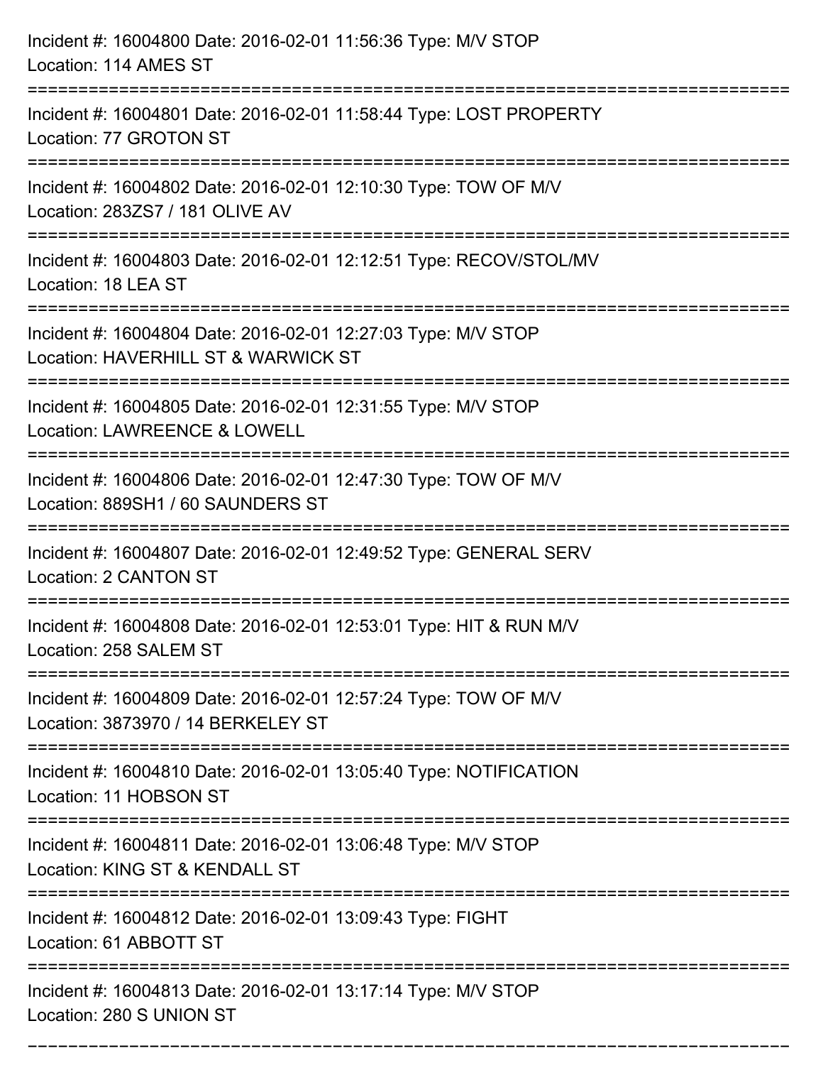Incident #: 16004800 Date: 2016-02-01 11:56:36 Type: M/V STOP
Location: 114 AMES ST

===========================================================================

Incident #: 16004801 Date: 2016-02-01 11:58:44 Type: LOST PROPERTY
Location: 77 GROTON ST

===========================================================================

Incident #: 16004802 Date: 2016-02-01 12:10:30 Type: TOW OF M/V
Location: 283ZS7 / 181 OLIVE AV

===========================================================================

Incident #: 16004803 Date: 2016-02-01 12:12:51 Type: RECOV/STOL/MV
Location: 18 LEA ST

===========================================================================

Incident #: 16004804 Date: 2016-02-01 12:27:03 Type: M/V STOP
Location: HAVERHILL ST & WARWICK ST

===========================================================================

Incident #: 16004805 Date: 2016-02-01 12:31:55 Type: M/V STOP
Location: LAWREENCE & LOWELL

===========================================================================

Incident #: 16004806 Date: 2016-02-01 12:47:30 Type: TOW OF M/V
Location: 889SH1 / 60 SAUNDERS ST

===========================================================================

Incident #: 16004807 Date: 2016-02-01 12:49:52 Type: GENERAL SERV
Location: 2 CANTON ST

===========================================================================

Incident #: 16004808 Date: 2016-02-01 12:53:01 Type: HIT & RUN M/V
Location: 258 SALEM ST

===========================================================================

Incident #: 16004809 Date: 2016-02-01 12:57:24 Type: TOW OF M/V
Location: 3873970 / 14 BERKELEY ST

===========================================================================

Incident #: 16004810 Date: 2016-02-01 13:05:40 Type: NOTIFICATION
Location: 11 HOBSON ST

===========================================================================

Incident #: 16004811 Date: 2016-02-01 13:06:48 Type: M/V STOP
Location: KING ST & KENDALL ST

===========================================================================

Incident #: 16004812 Date: 2016-02-01 13:09:43 Type: FIGHT
Location: 61 ABBOTT ST

===========================================================================

Incident #: 16004813 Date: 2016-02-01 13:17:14 Type: M/V STOP
Location: 280 S UNION ST

===========================================================================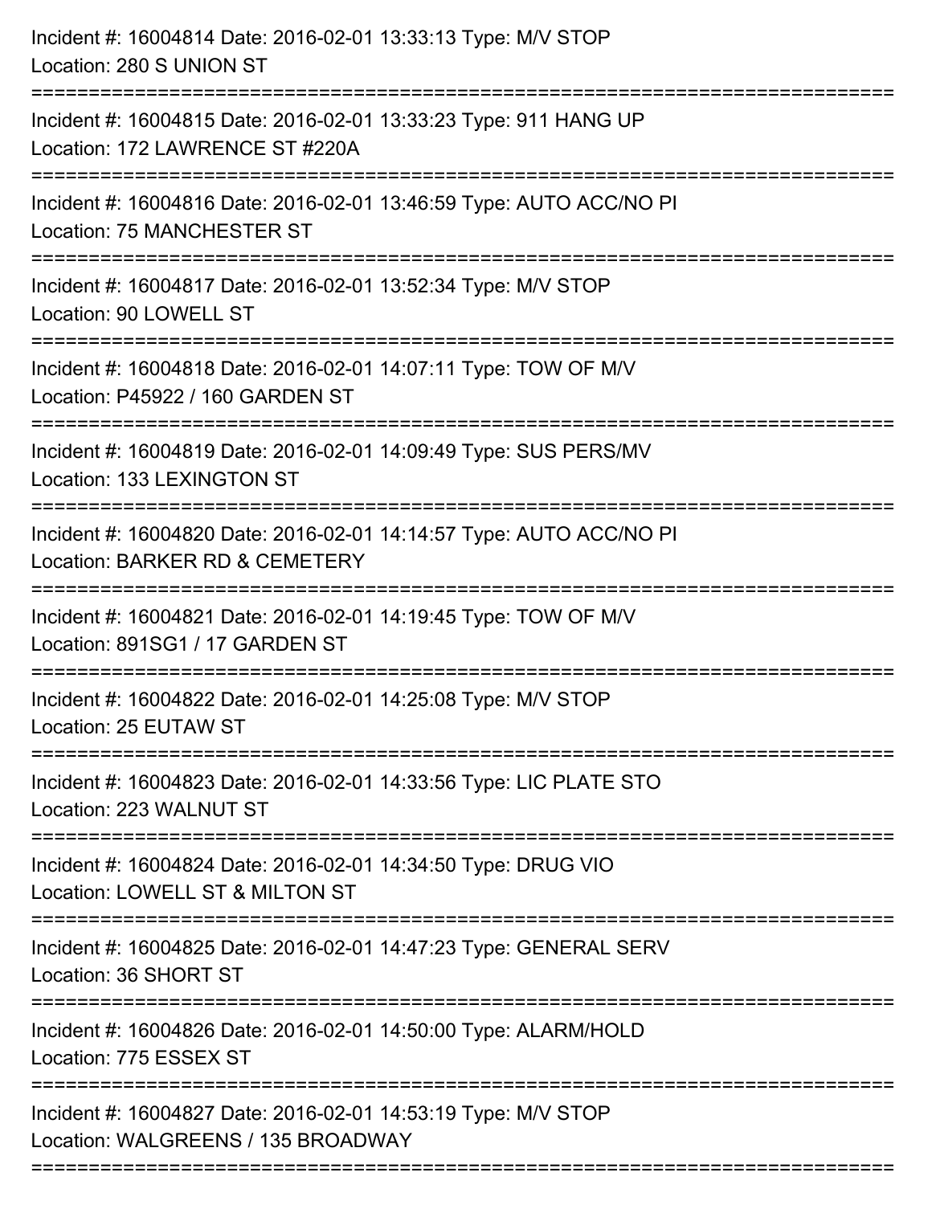Incident #: 16004814 Date: 2016-02-01 13:33:13 Type: M/V STOP
Location: 280 S UNION ST

===========================================================================

Incident #: 16004815 Date: 2016-02-01 13:33:23 Type: 911 HANG UP
Location: 172 LAWRENCE ST #220A

===========================================================================

Incident #: 16004816 Date: 2016-02-01 13:46:59 Type: AUTO ACC/NO PI
Location: 75 MANCHESTER ST

===========================================================================

Incident #: 16004817 Date: 2016-02-01 13:52:34 Type: M/V STOP
Location: 90 LOWELL ST

===========================================================================

Incident #: 16004818 Date: 2016-02-01 14:07:11 Type: TOW OF M/V
Location: P45922 / 160 GARDEN ST

===========================================================================

Incident #: 16004819 Date: 2016-02-01 14:09:49 Type: SUS PERS/MV
Location: 133 LEXINGTON ST

===========================================================================

Incident #: 16004820 Date: 2016-02-01 14:14:57 Type: AUTO ACC/NO PI
Location: BARKER RD & CEMETERY

===========================================================================

Incident #: 16004821 Date: 2016-02-01 14:19:45 Type: TOW OF M/V
Location: 891SG1 / 17 GARDEN ST

===========================================================================

Incident #: 16004822 Date: 2016-02-01 14:25:08 Type: M/V STOP
Location: 25 EUTAW ST

===========================================================================

Incident #: 16004823 Date: 2016-02-01 14:33:56 Type: LIC PLATE STO
Location: 223 WALNUT ST

===========================================================================

Incident #: 16004824 Date: 2016-02-01 14:34:50 Type: DRUG VIO
Location: LOWELL ST & MILTON ST

===========================================================================

Incident #: 16004825 Date: 2016-02-01 14:47:23 Type: GENERAL SERV
Location: 36 SHORT ST

===========================================================================

Incident #: 16004826 Date: 2016-02-01 14:50:00 Type: ALARM/HOLD
Location: 775 ESSEX ST

===========================================================================

Incident #: 16004827 Date: 2016-02-01 14:53:19 Type: M/V STOP
Location: WALGREENS / 135 BROADWAY

===========================================================================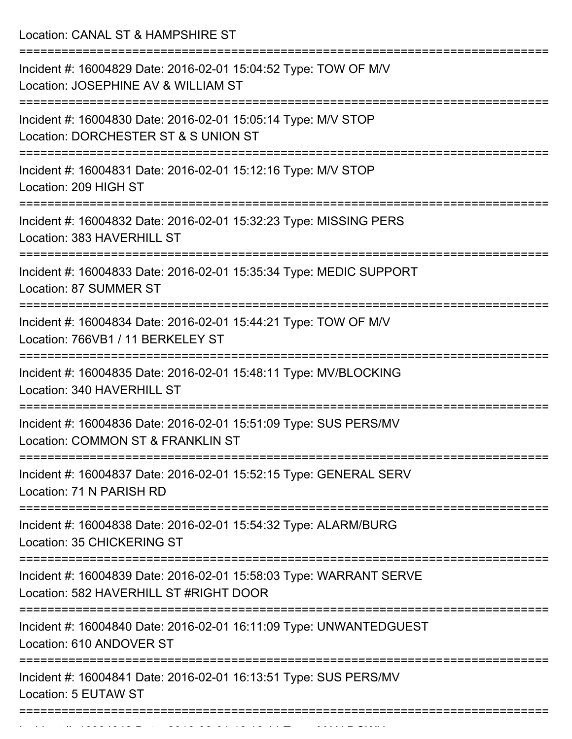Location: CANAL ST & HAMPSHIRE ST

===========================================================================

Incident #: 16004829 Date: 2016-02-01 15:04:52 Type: TOW OF M/V

Location: JOSEPHINE AV & WILLIAM ST

===========================================================================

Incident #: 16004830 Date: 2016-02-01 15:05:14 Type: M/V STOP

Location: DORCHESTER ST & S UNION ST

===========================================================================

Incident #: 16004831 Date: 2016-02-01 15:12:16 Type: M/V STOP

Location: 209 HIGH ST

===========================================================================

Incident #: 16004832 Date: 2016-02-01 15:32:23 Type: MISSING PERS

Location: 383 HAVERHILL ST

===========================================================================

Incident #: 16004833 Date: 2016-02-01 15:35:34 Type: MEDIC SUPPORT

Location: 87 SUMMER ST

===========================================================================

Incident #: 16004834 Date: 2016-02-01 15:44:21 Type: TOW OF M/V

Location: 766VB1 / 11 BERKELEY ST

===========================================================================

Incident #: 16004835 Date: 2016-02-01 15:48:11 Type: MV/BLOCKING

Location: 340 HAVERHILL ST

===========================================================================

Incident #: 16004836 Date: 2016-02-01 15:51:09 Type: SUS PERS/MV

Location: COMMON ST & FRANKLIN ST

===========================================================================

Incident #: 16004837 Date: 2016-02-01 15:52:15 Type: GENERAL SERV

Location: 71 N PARISH RD

===========================================================================

Incident #: 16004838 Date: 2016-02-01 15:54:32 Type: ALARM/BURG

Location: 35 CHICKERING ST

===========================================================================

Incident #: 16004839 Date: 2016-02-01 15:58:03 Type: WARRANT SERVE

Location: 582 HAVERHILL ST #RIGHT DOOR

===========================================================================

Incident #: 16004840 Date: 2016-02-01 16:11:09 Type: UNWANTEDGUEST

Location: 610 ANDOVER ST

===========================================================================

Incident #: 16004841 Date: 2016-02-01 16:13:51 Type: SUS PERS/MV

Location: 5 EUTAW ST

===========================================================================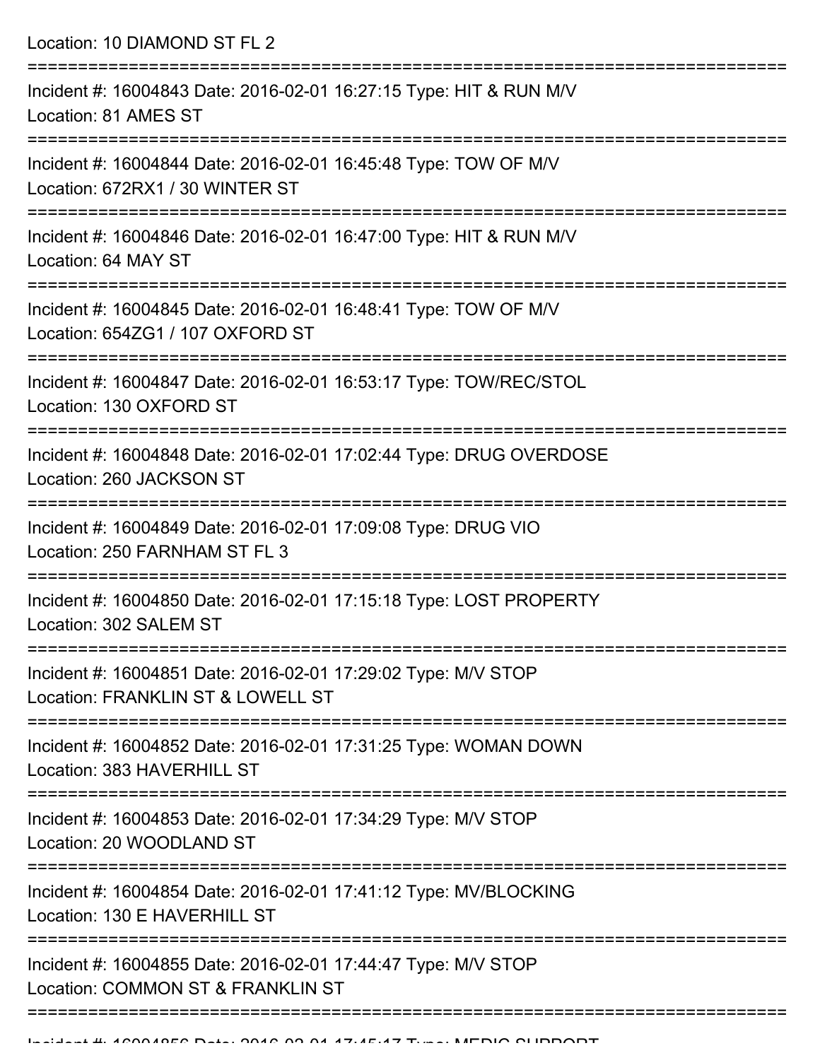Location: 10 DIAMOND ST FL 2

===========================================================================

Incident #: 16004843 Date: 2016-02-01 16:27:15 Type: HIT & RUN M/V
Location: 81 AMES ST

===========================================================================

Incident #: 16004844 Date: 2016-02-01 16:45:48 Type: TOW OF M/V
Location: 672RX1 / 30 WINTER ST

===========================================================================

Incident #: 16004846 Date: 2016-02-01 16:47:00 Type: HIT & RUN M/V
Location: 64 MAY ST

===========================================================================

Incident #: 16004845 Date: 2016-02-01 16:48:41 Type: TOW OF M/V
Location: 654ZG1 / 107 OXFORD ST

===========================================================================

Incident #: 16004847 Date: 2016-02-01 16:53:17 Type: TOW/REC/STOL
Location: 130 OXFORD ST

===========================================================================

Incident #: 16004848 Date: 2016-02-01 17:02:44 Type: DRUG OVERDOSE
Location: 260 JACKSON ST

===========================================================================

Incident #: 16004849 Date: 2016-02-01 17:09:08 Type: DRUG VIO
Location: 250 FARNHAM ST FL 3

===========================================================================

Incident #: 16004850 Date: 2016-02-01 17:15:18 Type: LOST PROPERTY
Location: 302 SALEM ST

===========================================================================

Incident #: 16004851 Date: 2016-02-01 17:29:02 Type: M/V STOP
Location: FRANKLIN ST & LOWELL ST

===========================================================================

Incident #: 16004852 Date: 2016-02-01 17:31:25 Type: WOMAN DOWN
Location: 383 HAVERHILL ST

===========================================================================

Incident #: 16004853 Date: 2016-02-01 17:34:29 Type: M/V STOP
Location: 20 WOODLAND ST

===========================================================================

Incident #: 16004854 Date: 2016-02-01 17:41:12 Type: MV/BLOCKING
Location: 130 E HAVERHILL ST

===========================================================================

Incident #: 16004855 Date: 2016-02-01 17:44:47 Type: M/V STOP
Location: COMMON ST & FRANKLIN ST

===========================================================================

Incident #: 16004856 Date: 2016-02-01 17:45:17 Type: MEDIC SUPPORT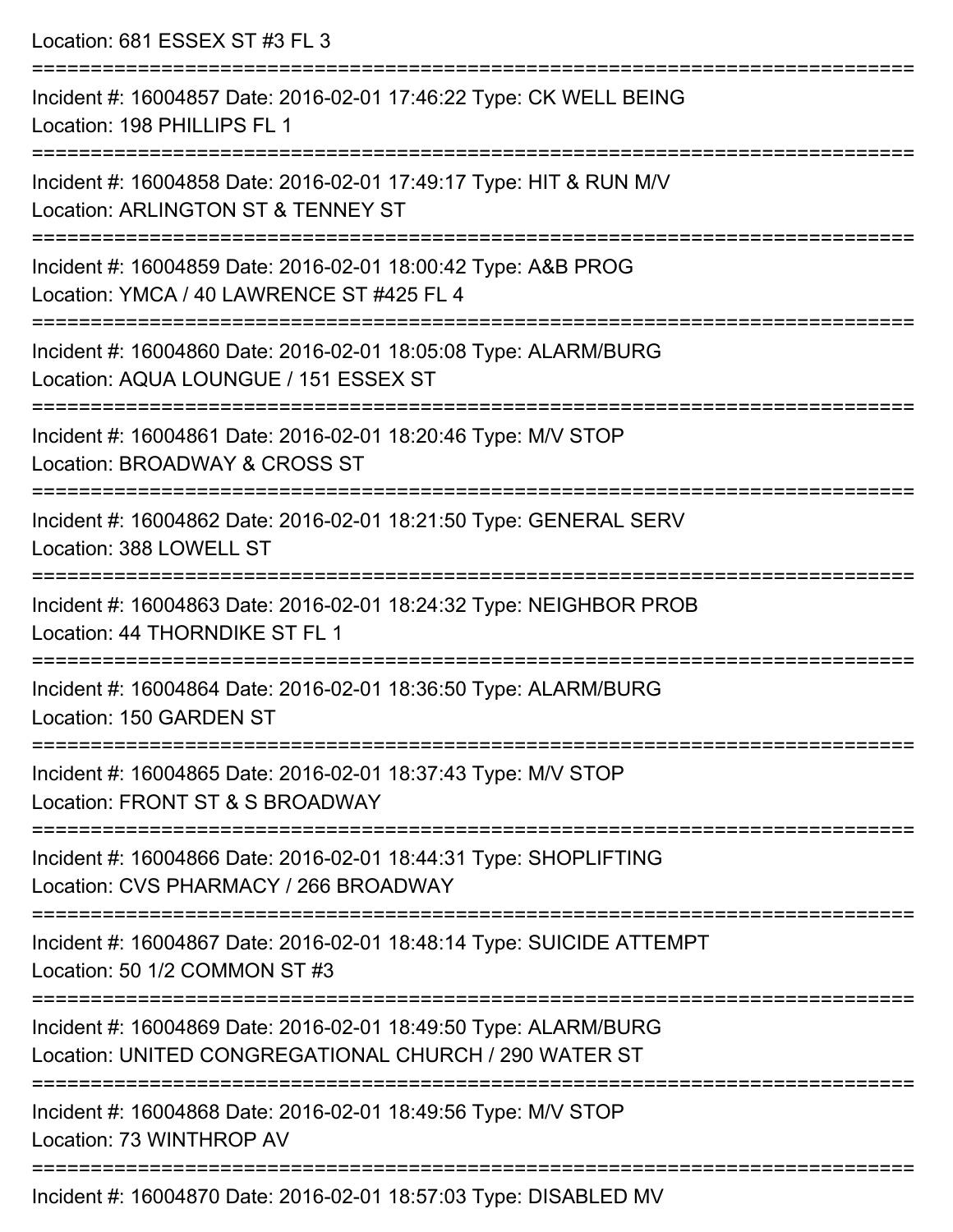Location: 681 ESSEX ST #3 FL 3

===========================================================================

Incident #: 16004857 Date: 2016-02-01 17:46:22 Type: CK WELL BEING
Location: 198 PHILLIPS FL 1

===========================================================================

Incident #: 16004858 Date: 2016-02-01 17:49:17 Type: HIT & RUN M/V
Location: ARLINGTON ST & TENNEY ST

===========================================================================

Incident #: 16004859 Date: 2016-02-01 18:00:42 Type: A&B PROG
Location: YMCA / 40 LAWRENCE ST #425 FL 4

===========================================================================

Incident #: 16004860 Date: 2016-02-01 18:05:08 Type: ALARM/BURG
Location: AQUA LOUNGUE / 151 ESSEX ST

===========================================================================

Incident #: 16004861 Date: 2016-02-01 18:20:46 Type: M/V STOP
Location: BROADWAY & CROSS ST

===========================================================================

Incident #: 16004862 Date: 2016-02-01 18:21:50 Type: GENERAL SERV
Location: 388 LOWELL ST

===========================================================================

Incident #: 16004863 Date: 2016-02-01 18:24:32 Type: NEIGHBOR PROB
Location: 44 THORNDIKE ST FL 1

===========================================================================

Incident #: 16004864 Date: 2016-02-01 18:36:50 Type: ALARM/BURG
Location: 150 GARDEN ST

===========================================================================

Incident #: 16004865 Date: 2016-02-01 18:37:43 Type: M/V STOP
Location: FRONT ST & S BROADWAY

===========================================================================

Incident #: 16004866 Date: 2016-02-01 18:44:31 Type: SHOPLIFTING
Location: CVS PHARMACY / 266 BROADWAY

===========================================================================

Incident #: 16004867 Date: 2016-02-01 18:48:14 Type: SUICIDE ATTEMPT
Location: 50 1/2 COMMON ST #3

===========================================================================

Incident #: 16004869 Date: 2016-02-01 18:49:50 Type: ALARM/BURG
Location: UNITED CONGREGATIONAL CHURCH / 290 WATER ST

===========================================================================

Incident #: 16004868 Date: 2016-02-01 18:49:56 Type: M/V STOP
Location: 73 WINTHROP AV

===========================================================================

Incident #: 16004870 Date: 2016-02-01 18:57:03 Type: DISABLED MV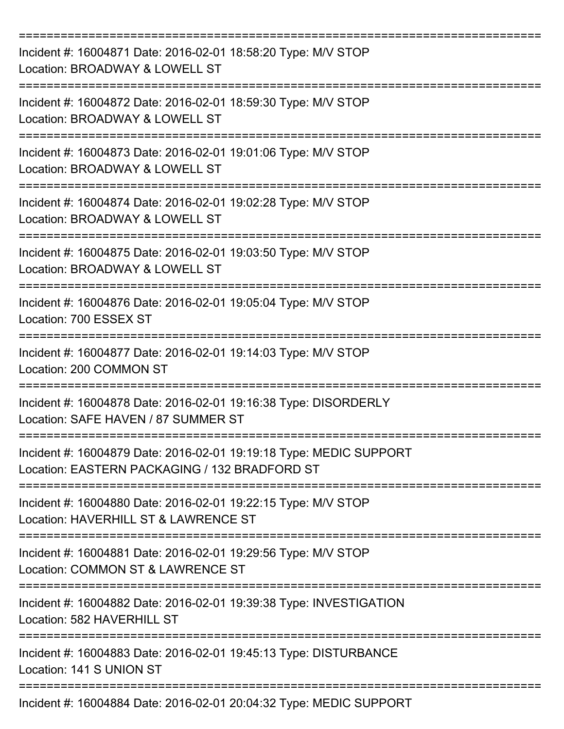===========================================================================

Incident #: 16004871 Date: 2016-02-01 18:58:20 Type: M/V STOP
Location: BROADWAY & LOWELL ST

===========================================================================

Incident #: 16004872 Date: 2016-02-01 18:59:30 Type: M/V STOP
Location: BROADWAY & LOWELL ST

===========================================================================

Incident #: 16004873 Date: 2016-02-01 19:01:06 Type: M/V STOP
Location: BROADWAY & LOWELL ST

===========================================================================

Incident #: 16004874 Date: 2016-02-01 19:02:28 Type: M/V STOP
Location: BROADWAY & LOWELL ST

===========================================================================

Incident #: 16004875 Date: 2016-02-01 19:03:50 Type: M/V STOP
Location: BROADWAY & LOWELL ST

===========================================================================

Incident #: 16004876 Date: 2016-02-01 19:05:04 Type: M/V STOP
Location: 700 ESSEX ST

===========================================================================

Incident #: 16004877 Date: 2016-02-01 19:14:03 Type: M/V STOP
Location: 200 COMMON ST

===========================================================================

Incident #: 16004878 Date: 2016-02-01 19:16:38 Type: DISORDERLY
Location: SAFE HAVEN / 87 SUMMER ST

===========================================================================

Incident #: 16004879 Date: 2016-02-01 19:19:18 Type: MEDIC SUPPORT
Location: EASTERN PACKAGING / 132 BRADFORD ST

===========================================================================

Incident #: 16004880 Date: 2016-02-01 19:22:15 Type: M/V STOP
Location: HAVERHILL ST & LAWRENCE ST

===========================================================================

Incident #: 16004881 Date: 2016-02-01 19:29:56 Type: M/V STOP
Location: COMMON ST & LAWRENCE ST

===========================================================================

Incident #: 16004882 Date: 2016-02-01 19:39:38 Type: INVESTIGATION
Location: 582 HAVERHILL ST

===========================================================================

Incident #: 16004883 Date: 2016-02-01 19:45:13 Type: DISTURBANCE
Location: 141 S UNION ST

===========================================================================

Incident #: 16004884 Date: 2016-02-01 20:04:32 Type: MEDIC SUPPORT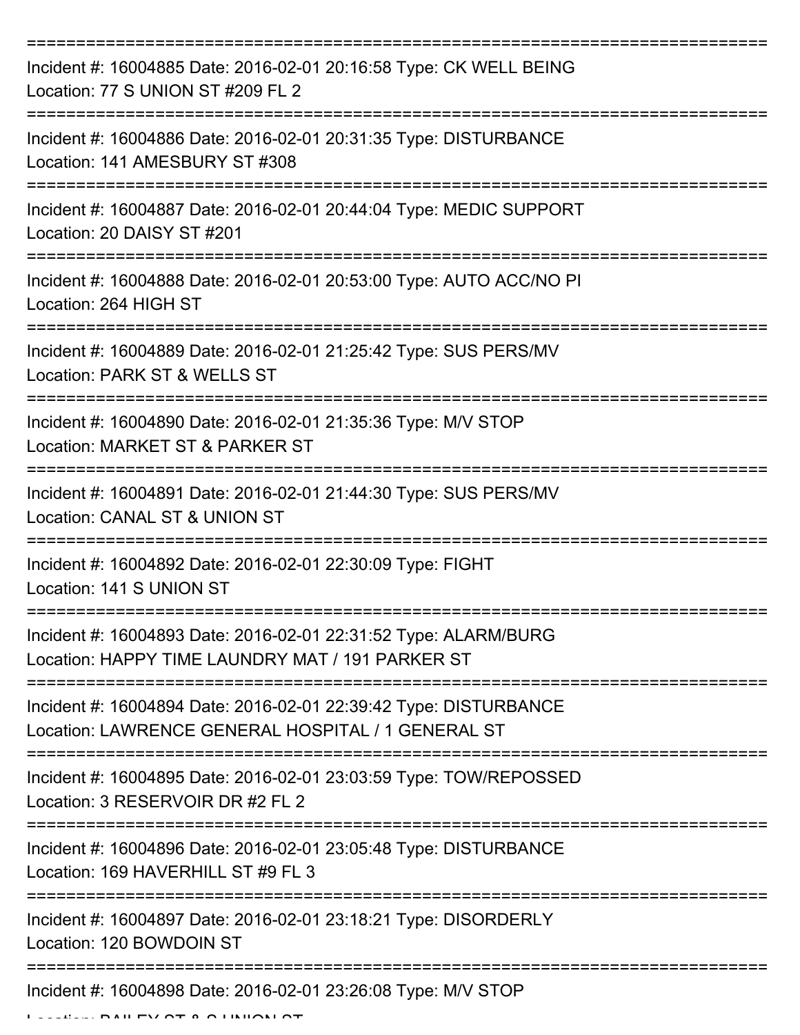===========================================================================
Incident #: 16004885 Date: 2016-02-01 20:16:58 Type: CK WELL BEING
Location: 77 S UNION ST #209 FL 2
===========================================================================
Incident #: 16004886 Date: 2016-02-01 20:31:35 Type: DISTURBANCE
Location: 141 AMESBURY ST #308
===========================================================================
Incident #: 16004887 Date: 2016-02-01 20:44:04 Type: MEDIC SUPPORT
Location: 20 DAISY ST #201
===========================================================================
Incident #: 16004888 Date: 2016-02-01 20:53:00 Type: AUTO ACC/NO PI
Location: 264 HIGH ST
===========================================================================
Incident #: 16004889 Date: 2016-02-01 21:25:42 Type: SUS PERS/MV
Location: PARK ST & WELLS ST
===========================================================================
Incident #: 16004890 Date: 2016-02-01 21:35:36 Type: M/V STOP
Location: MARKET ST & PARKER ST
===========================================================================
Incident #: 16004891 Date: 2016-02-01 21:44:30 Type: SUS PERS/MV
Location: CANAL ST & UNION ST
===========================================================================
Incident #: 16004892 Date: 2016-02-01 22:30:09 Type: FIGHT
Location: 141 S UNION ST
===========================================================================
Incident #: 16004893 Date: 2016-02-01 22:31:52 Type: ALARM/BURG
Location: HAPPY TIME LAUNDRY MAT / 191 PARKER ST
===========================================================================
Incident #: 16004894 Date: 2016-02-01 22:39:42 Type: DISTURBANCE
Location: LAWRENCE GENERAL HOSPITAL / 1 GENERAL ST
===========================================================================
Incident #: 16004895 Date: 2016-02-01 23:03:59 Type: TOW/REPOSSED
Location: 3 RESERVOIR DR #2 FL 2
===========================================================================
Incident #: 16004896 Date: 2016-02-01 23:05:48 Type: DISTURBANCE
Location: 169 HAVERHILL ST #9 FL 3
===========================================================================
Incident #: 16004897 Date: 2016-02-01 23:18:21 Type: DISORDERLY
Location: 120 BOWDOIN ST
===========================================================================
Incident #: 16004898 Date: 2016-02-01 23:26:08 Type: M/V STOP
Location: BAILEY ST & S UNION ST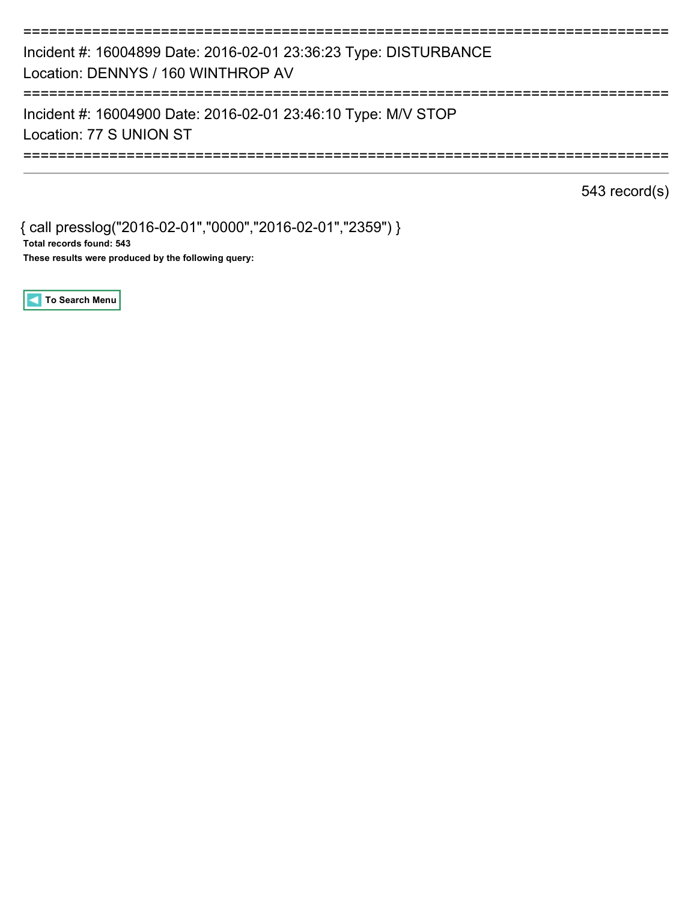===========================================================================

Incident #: 16004899 Date: 2016-02-01 23:36:23 Type: DISTURBANCE
Location: DENNYS / 160 WINTHROP AV

===========================================================================

Incident #: 16004900 Date: 2016-02-01 23:46:10 Type: M/V STOP
Location: 77 S UNION ST

===========================================================================

543 record(s)

{ call presslog("2016-02-01","0000","2016-02-01","2359") }

**Total records found: 543**

**These results were produced by the following query:**

**To Search Menu**